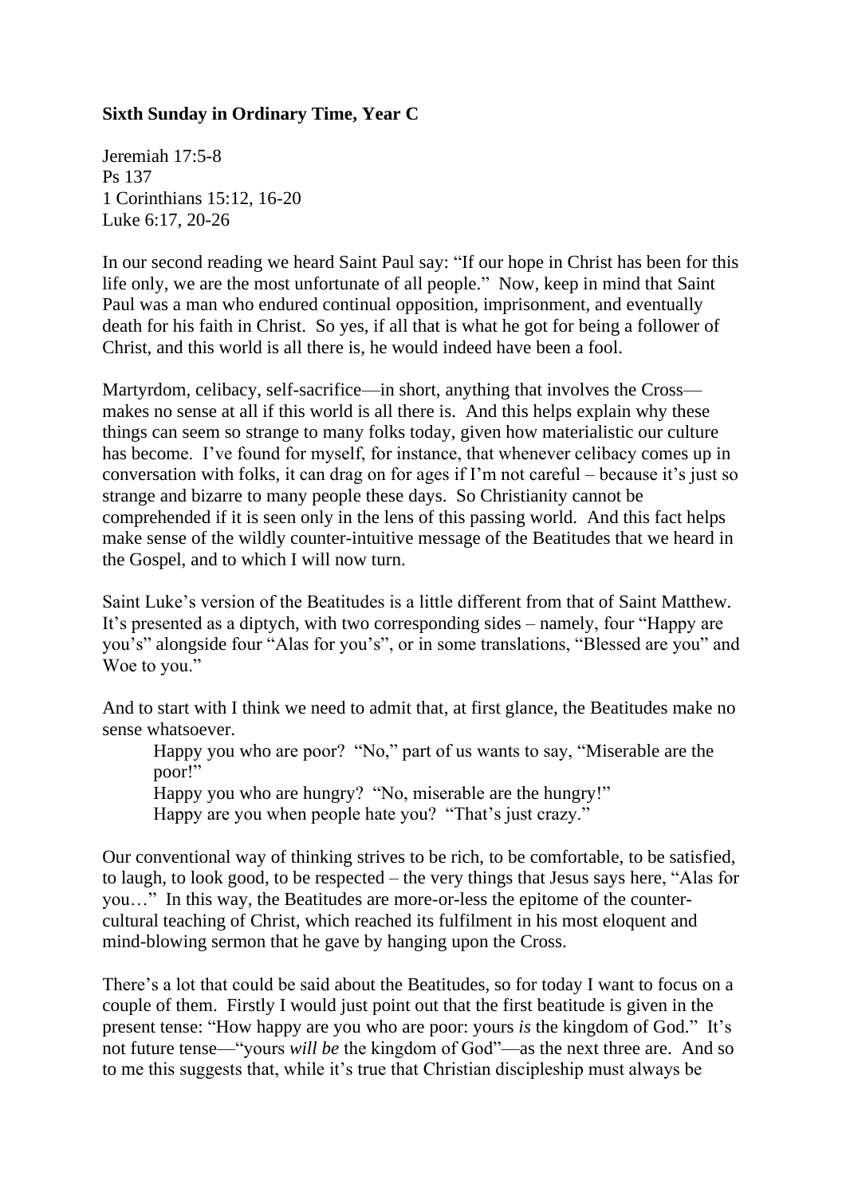**Sixth Sunday in Ordinary Time, Year C**

Jeremiah 17:5-8
Ps 137
1 Corinthians 15:12, 16-20
Luke 6:17, 20-26

In our second reading we heard Saint Paul say: "If our hope in Christ has been for this life only, we are the most unfortunate of all people." Now, keep in mind that Saint Paul was a man who endured continual opposition, imprisonment, and eventually death for his faith in Christ. So yes, if all that is what he got for being a follower of Christ, and this world is all there is, he would indeed have been a fool.

Martyrdom, celibacy, self-sacrifice—in short, anything that involves the Cross—makes no sense at all if this world is all there is. And this helps explain why these things can seem so strange to many folks today, given how materialistic our culture has become. I've found for myself, for instance, that whenever celibacy comes up in conversation with folks, it can drag on for ages if I'm not careful – because it's just so strange and bizarre to many people these days. So Christianity cannot be comprehended if it is seen only in the lens of this passing world. And this fact helps make sense of the wildly counter-intuitive message of the Beatitudes that we heard in the Gospel, and to which I will now turn.

Saint Luke's version of the Beatitudes is a little different from that of Saint Matthew. It's presented as a diptych, with two corresponding sides – namely, four "Happy are you's" alongside four "Alas for you's", or in some translations, "Blessed are you" and Woe to you."

And to start with I think we need to admit that, at first glance, the Beatitudes make no sense whatsoever.

> Happy you who are poor? "No," part of us wants to say, "Miserable are the poor!"
> Happy you who are hungry? "No, miserable are the hungry!"
> Happy are you when people hate you? "That's just crazy."

Our conventional way of thinking strives to be rich, to be comfortable, to be satisfied, to laugh, to look good, to be respected – the very things that Jesus says here, "Alas for you…" In this way, the Beatitudes are more-or-less the epitome of the counter-cultural teaching of Christ, which reached its fulfilment in his most eloquent and mind-blowing sermon that he gave by hanging upon the Cross.

There's a lot that could be said about the Beatitudes, so for today I want to focus on a couple of them. Firstly I would just point out that the first beatitude is given in the present tense: "How happy are you who are poor: yours *is* the kingdom of God." It's not future tense—"yours *will be* the kingdom of God"—as the next three are. And so to me this suggests that, while it's true that Christian discipleship must always be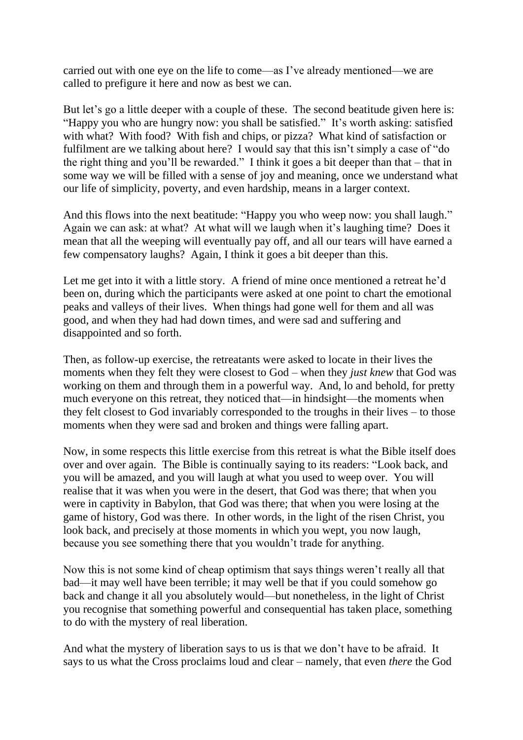carried out with one eye on the life to come—as I've already mentioned—we are called to prefigure it here and now as best we can.

But let's go a little deeper with a couple of these. The second beatitude given here is: "Happy you who are hungry now: you shall be satisfied." It's worth asking: satisfied with what? With food? With fish and chips, or pizza? What kind of satisfaction or fulfilment are we talking about here? I would say that this isn't simply a case of "do the right thing and you'll be rewarded." I think it goes a bit deeper than that – that in some way we will be filled with a sense of joy and meaning, once we understand what our life of simplicity, poverty, and even hardship, means in a larger context.

And this flows into the next beatitude: "Happy you who weep now: you shall laugh." Again we can ask: at what? At what will we laugh when it's laughing time? Does it mean that all the weeping will eventually pay off, and all our tears will have earned a few compensatory laughs? Again, I think it goes a bit deeper than this.

Let me get into it with a little story. A friend of mine once mentioned a retreat he'd been on, during which the participants were asked at one point to chart the emotional peaks and valleys of their lives. When things had gone well for them and all was good, and when they had had down times, and were sad and suffering and disappointed and so forth.

Then, as follow-up exercise, the retreatants were asked to locate in their lives the moments when they felt they were closest to God – when they *just knew* that God was working on them and through them in a powerful way. And, lo and behold, for pretty much everyone on this retreat, they noticed that—in hindsight—the moments when they felt closest to God invariably corresponded to the troughs in their lives – to those moments when they were sad and broken and things were falling apart.

Now, in some respects this little exercise from this retreat is what the Bible itself does over and over again. The Bible is continually saying to its readers: "Look back, and you will be amazed, and you will laugh at what you used to weep over. You will realise that it was when you were in the desert, that God was there; that when you were in captivity in Babylon, that God was there; that when you were losing at the game of history, God was there. In other words, in the light of the risen Christ, you look back, and precisely at those moments in which you wept, you now laugh, because you see something there that you wouldn't trade for anything.

Now this is not some kind of cheap optimism that says things weren't really all that bad—it may well have been terrible; it may well be that if you could somehow go back and change it all you absolutely would—but nonetheless, in the light of Christ you recognise that something powerful and consequential has taken place, something to do with the mystery of real liberation.

And what the mystery of liberation says to us is that we don't have to be afraid. It says to us what the Cross proclaims loud and clear – namely, that even *there* the God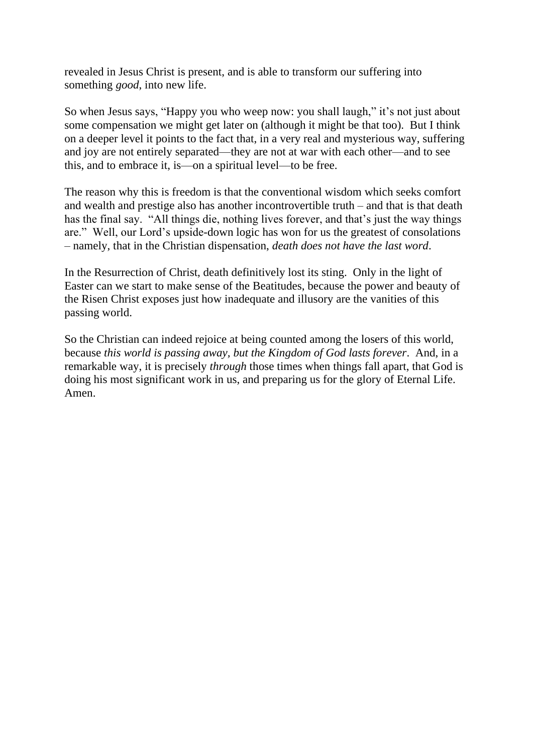revealed in Jesus Christ is present, and is able to transform our suffering into something *good*, into new life.

So when Jesus says, "Happy you who weep now: you shall laugh," it's not just about some compensation we might get later on (although it might be that too). But I think on a deeper level it points to the fact that, in a very real and mysterious way, suffering and joy are not entirely separated—they are not at war with each other—and to see this, and to embrace it, is—on a spiritual level—to be free.

The reason why this is freedom is that the conventional wisdom which seeks comfort and wealth and prestige also has another incontrovertible truth – and that is that death has the final say. "All things die, nothing lives forever, and that's just the way things are." Well, our Lord's upside-down logic has won for us the greatest of consolations – namely, that in the Christian dispensation, *death does not have the last word*.

In the Resurrection of Christ, death definitively lost its sting. Only in the light of Easter can we start to make sense of the Beatitudes, because the power and beauty of the Risen Christ exposes just how inadequate and illusory are the vanities of this passing world.

So the Christian can indeed rejoice at being counted among the losers of this world, because *this world is passing away, but the Kingdom of God lasts forever*. And, in a remarkable way, it is precisely *through* those times when things fall apart, that God is doing his most significant work in us, and preparing us for the glory of Eternal Life. Amen.